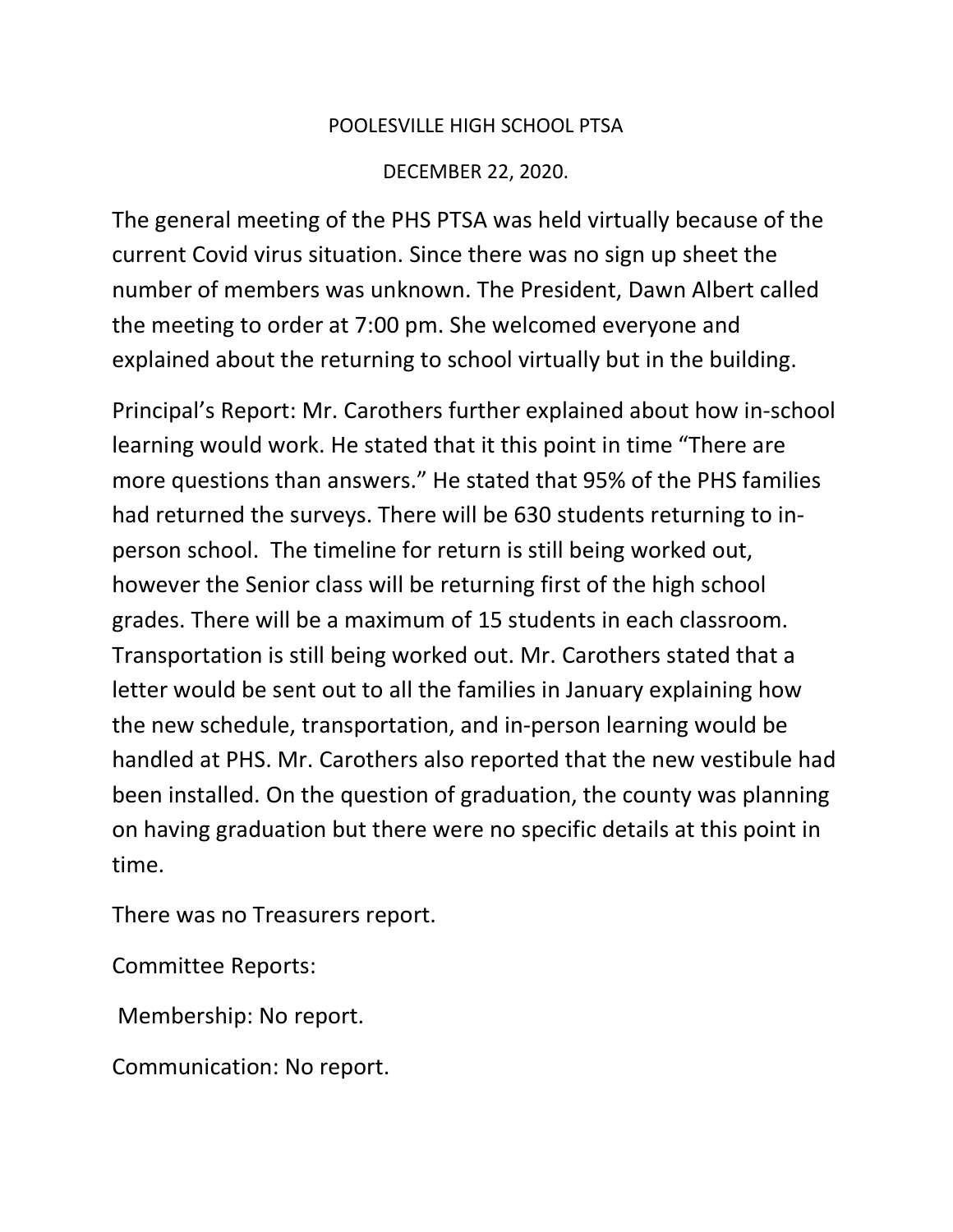POOLESVILLE HIGH SCHOOL PTSA

DECEMBER 22, 2020.

The general meeting of the PHS PTSA was held virtually because of the current Covid virus situation. Since there was no sign up sheet the number of members was unknown. The President, Dawn Albert called the meeting to order at 7:00 pm. She welcomed everyone and explained about the returning to school virtually but in the building.

Principal's Report: Mr. Carothers further explained about how in-school learning would work. He stated that it this point in time "There are more questions than answers." He stated that 95% of the PHS families had returned the surveys. There will be 630 students returning to in-person school. The timeline for return is still being worked out, however the Senior class will be returning first of the high school grades. There will be a maximum of 15 students in each classroom. Transportation is still being worked out. Mr. Carothers stated that a letter would be sent out to all the families in January explaining how the new schedule, transportation, and in-person learning would be handled at PHS. Mr. Carothers also reported that the new vestibule had been installed. On the question of graduation, the county was planning on having graduation but there were no specific details at this point in time.

There was no Treasurers report.

Committee Reports:

Membership: No report.

Communication: No report.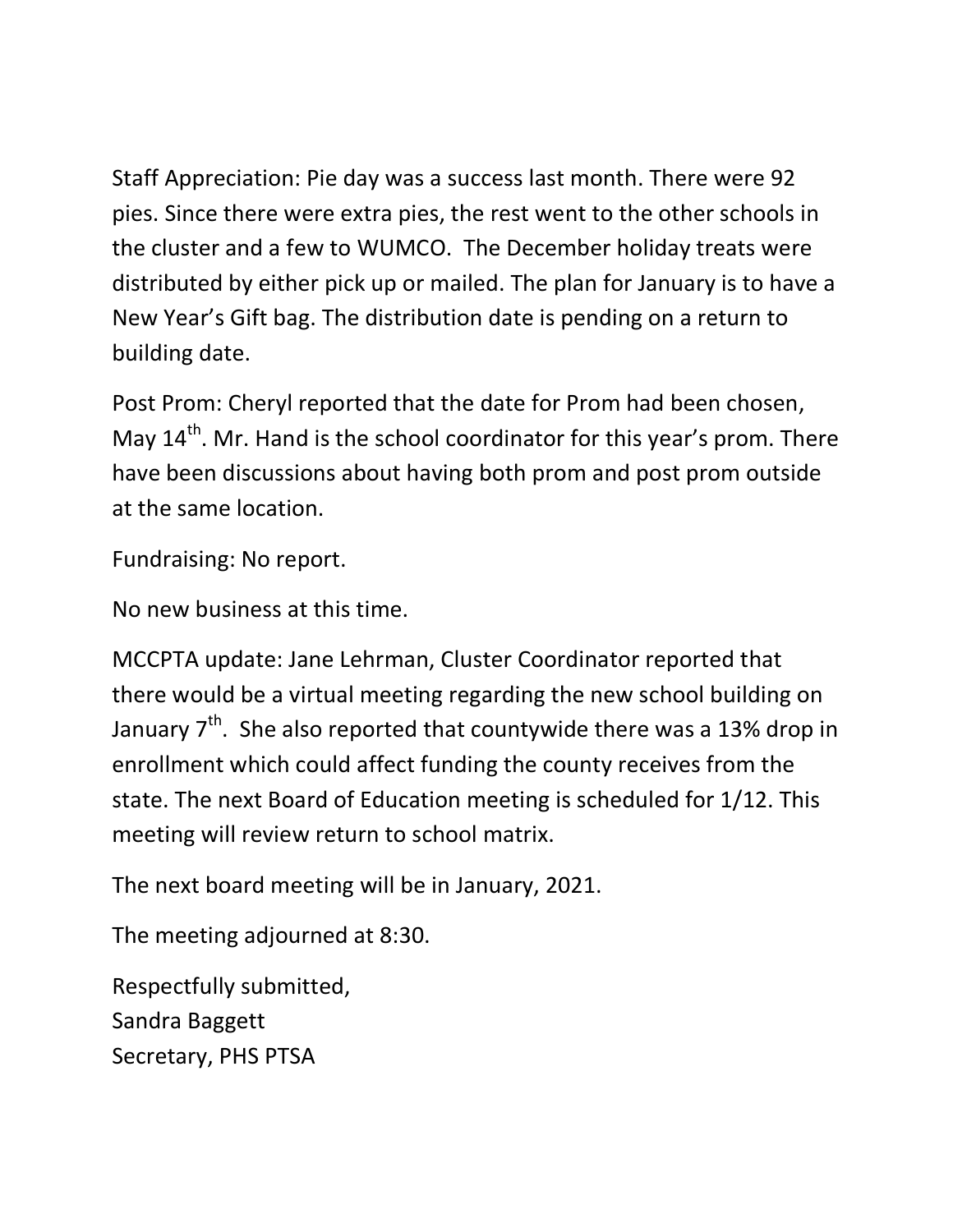Staff Appreciation: Pie day was a success last month. There were 92 pies. Since there were extra pies, the rest went to the other schools in the cluster and a few to WUMCO. The December holiday treats were distributed by either pick up or mailed. The plan for January is to have a New Year's Gift bag. The distribution date is pending on a return to building date.

Post Prom: Cheryl reported that the date for Prom had been chosen, May 14th. Mr. Hand is the school coordinator for this year's prom. There have been discussions about having both prom and post prom outside at the same location.

Fundraising: No report.

No new business at this time.

MCCPTA update: Jane Lehrman, Cluster Coordinator reported that there would be a virtual meeting regarding the new school building on January 7th. She also reported that countywide there was a 13% drop in enrollment which could affect funding the county receives from the state. The next Board of Education meeting is scheduled for 1/12. This meeting will review return to school matrix.

The next board meeting will be in January, 2021.

The meeting adjourned at 8:30.

Respectfully submitted,
Sandra Baggett
Secretary, PHS PTSA